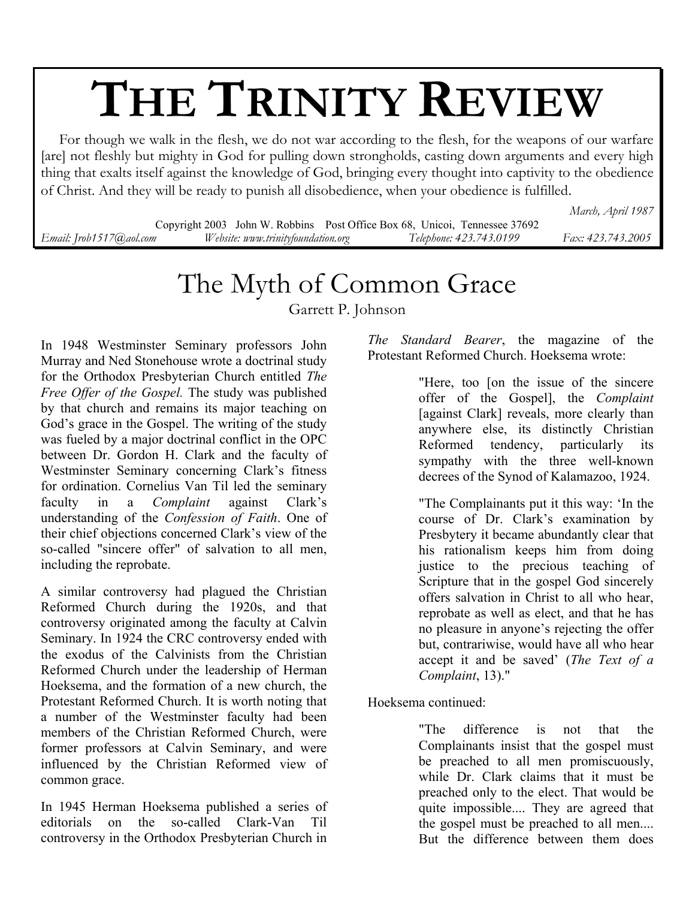# THE TRINITY REVIEW

For though we walk in the flesh, we do not war according to the flesh, for the weapons of our warfare [are] not fleshly but mighty in God for pulling down strongholds, casting down arguments and every high thing that exalts itself against the knowledge of God, bringing every thought into captivity to the obedience of Christ. And they will be ready to punish all disobedience, when your obedience is fulfilled.

*March, April 1987*

Copyright 2003 John W. Robbins Post Office Box 68, Unicoi, Tennessee 37692
*Email: Jrob1517@aol.com* *Website: www.trinityfoundation.org* *Telephone: 423.743.0199* *Fax: 423.743.2005*

## The Myth of Common Grace

Garrett P. Johnson

In 1948 Westminster Seminary professors John Murray and Ned Stonehouse wrote a doctrinal study for the Orthodox Presbyterian Church entitled *The Free Offer of the Gospel.* The study was published by that church and remains its major teaching on God's grace in the Gospel. The writing of the study was fueled by a major doctrinal conflict in the OPC between Dr. Gordon H. Clark and the faculty of Westminster Seminary concerning Clark's fitness for ordination. Cornelius Van Til led the seminary faculty in a *Complaint* against Clark's understanding of the *Confession of Faith*. One of their chief objections concerned Clark's view of the so-called "sincere offer" of salvation to all men, including the reprobate.

A similar controversy had plagued the Christian Reformed Church during the 1920s, and that controversy originated among the faculty at Calvin Seminary. In 1924 the CRC controversy ended with the exodus of the Calvinists from the Christian Reformed Church under the leadership of Herman Hoeksema, and the formation of a new church, the Protestant Reformed Church. It is worth noting that a number of the Westminster faculty had been members of the Christian Reformed Church, were former professors at Calvin Seminary, and were influenced by the Christian Reformed view of common grace.

In 1945 Herman Hoeksema published a series of editorials on the so-called Clark-Van Til controversy in the Orthodox Presbyterian Church in *The Standard Bearer*, the magazine of the Protestant Reformed Church. Hoeksema wrote:

> "Here, too [on the issue of the sincere offer of the Gospel], the *Complaint* [against Clark] reveals, more clearly than anywhere else, its distinctly Christian Reformed tendency, particularly its sympathy with the three well-known decrees of the Synod of Kalamazoo, 1924.
>
> "The Complainants put it this way: 'In the course of Dr. Clark's examination by Presbytery it became abundantly clear that his rationalism keeps him from doing justice to the precious teaching of Scripture that in the gospel God sincerely offers salvation in Christ to all who hear, reprobate as well as elect, and that he has no pleasure in anyone's rejecting the offer but, contrariwise, would have all who hear accept it and be saved' (*The Text of a Complaint*, 13)."

Hoeksema continued:

> "The difference is not that the Complainants insist that the gospel must be preached to all men promiscuously, while Dr. Clark claims that it must be preached only to the elect. That would be quite impossible.... They are agreed that the gospel must be preached to all men.... But the difference between them does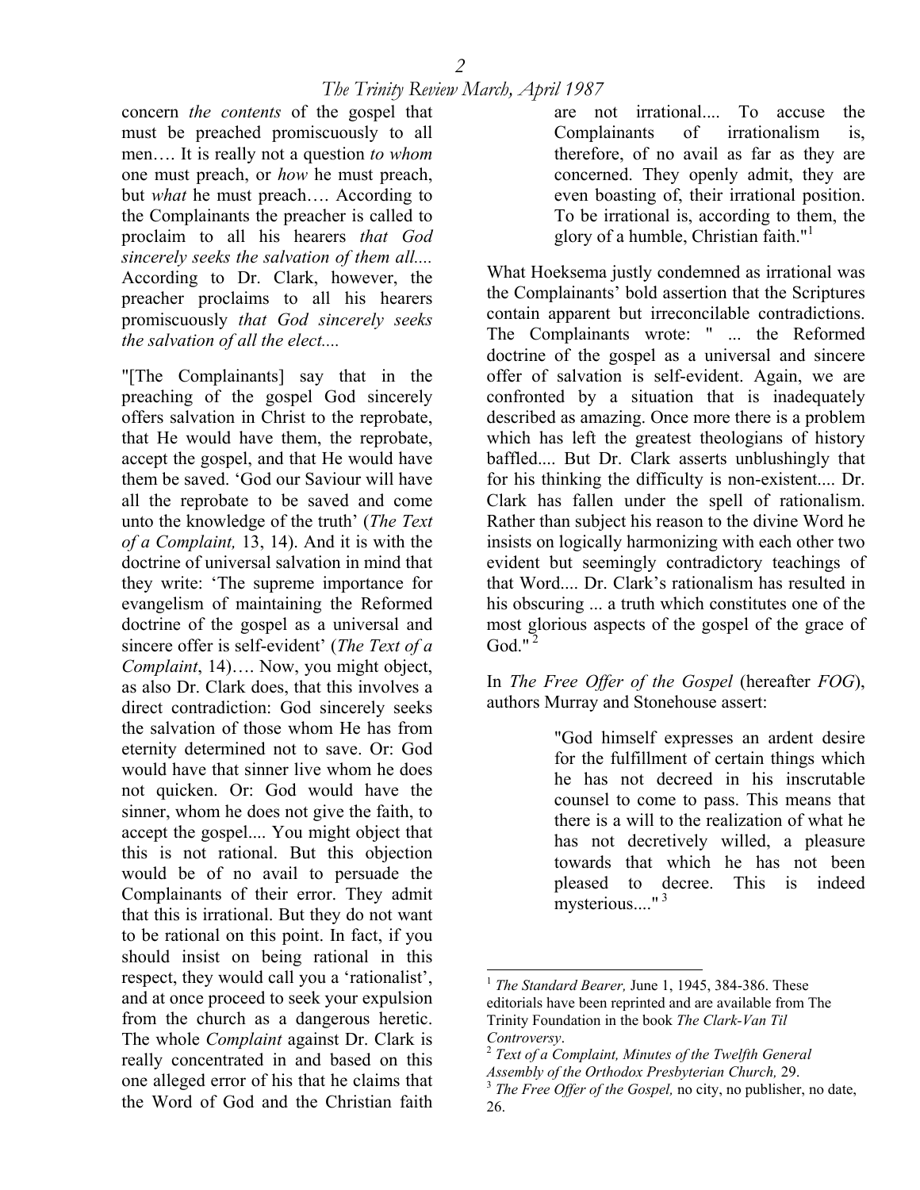concern *the contents* of the gospel that must be preached promiscuously to all men…. It is really not a question *to whom* one must preach, or *how* he must preach, but *what* he must preach…. According to the Complainants the preacher is called to proclaim to all his hearers *that God sincerely seeks the salvation of them all....* According to Dr. Clark, however, the preacher proclaims to all his hearers promiscuously *that God sincerely seeks the salvation of all the elect....*

"[The Complainants] say that in the preaching of the gospel God sincerely offers salvation in Christ to the reprobate, that He would have them, the reprobate, accept the gospel, and that He would have them be saved. 'God our Saviour will have all the reprobate to be saved and come unto the knowledge of the truth' (*The Text of a Complaint,* 13, 14). And it is with the doctrine of universal salvation in mind that they write: 'The supreme importance for evangelism of maintaining the Reformed doctrine of the gospel as a universal and sincere offer is self-evident' (*The Text of a Complaint*, 14)…. Now, you might object, as also Dr. Clark does, that this involves a direct contradiction: God sincerely seeks the salvation of those whom He has from eternity determined not to save. Or: God would have that sinner live whom he does not quicken. Or: God would have the sinner, whom he does not give the faith, to accept the gospel.... You might object that this is not rational. But this objection would be of no avail to persuade the Complainants of their error. They admit that this is irrational. But they do not want to be rational on this point. In fact, if you should insist on being rational in this respect, they would call you a 'rationalist', and at once proceed to seek your expulsion from the church as a dangerous heretic. The whole *Complaint* against Dr. Clark is really concentrated in and based on this one alleged error of his that he claims that the Word of God and the Christian faith are not irrational.... To accuse the Complainants of irrationalism is, therefore, of no avail as far as they are concerned. They openly admit, they are even boasting of, their irrational position. To be irrational is, according to them, the glory of a humble, Christian faith."[1]

What Hoeksema justly condemned as irrational was the Complainants' bold assertion that the Scriptures contain apparent but irreconcilable contradictions. The Complainants wrote: " ... the Reformed doctrine of the gospel as a universal and sincere offer of salvation is self-evident. Again, we are confronted by a situation that is inadequately described as amazing. Once more there is a problem which has left the greatest theologians of history baffled.... But Dr. Clark asserts unblushingly that for his thinking the difficulty is non-existent.... Dr. Clark has fallen under the spell of rationalism. Rather than subject his reason to the divine Word he insists on logically harmonizing with each other two evident but seemingly contradictory teachings of that Word.... Dr. Clark's rationalism has resulted in his obscuring ... a truth which constitutes one of the most glorious aspects of the gospel of the grace of God."[2]

In *The Free Offer of the Gospel* (hereafter *FOG*), authors Murray and Stonehouse assert:

> "God himself expresses an ardent desire for the fulfillment of certain things which he has not decreed in his inscrutable counsel to come to pass. This means that there is a will to the realization of what he has not decretively willed, a pleasure towards that which he has not been pleased to decree. This is indeed mysterious...."[3]

---

[1] *The Standard Bearer,* June 1, 1945, 384-386. These editorials have been reprinted and are available from The Trinity Foundation in the book *The Clark-Van Til Controversy*.

[2] *Text of a Complaint, Minutes of the Twelfth General Assembly of the Orthodox Presbyterian Church,* 29.

[3] *The Free Offer of the Gospel,* no city, no publisher, no date, 26.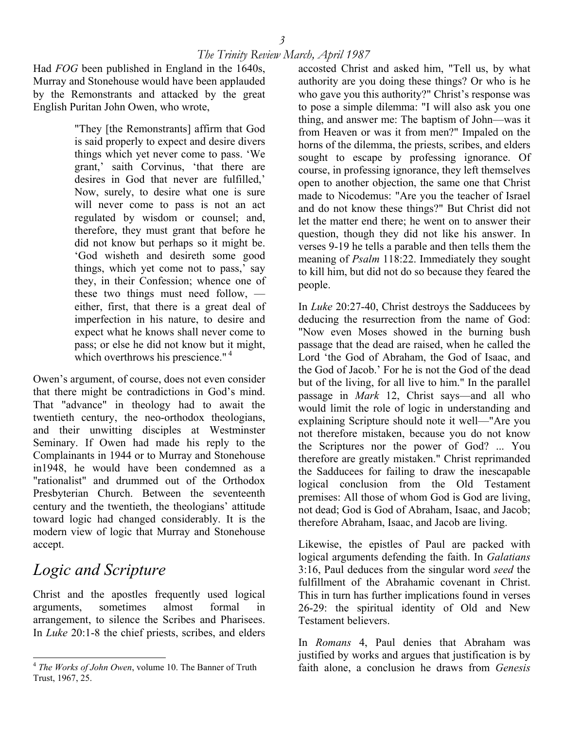Had *FOG* been published in England in the 1640s, Murray and Stonehouse would have been applauded by the Remonstrants and attacked by the great English Puritan John Owen, who wrote,

> "They [the Remonstrants] affirm that God is said properly to expect and desire divers things which yet never come to pass. 'We grant,' saith Corvinus, 'that there are desires in God that never are fulfilled,' Now, surely, to desire what one is sure will never come to pass is not an act regulated by wisdom or counsel; and, therefore, they must grant that before he did not know but perhaps so it might be. 'God wisheth and desireth some good things, which yet come not to pass,' say they, in their Confession; whence one of these two things must need follow, — either, first, that there is a great deal of imperfection in his nature, to desire and expect what he knows shall never come to pass; or else he did not know but it might, which overthrows his prescience." [4]

Owen's argument, of course, does not even consider that there might be contradictions in God's mind. That "advance" in theology had to await the twentieth century, the neo-orthodox theologians, and their unwitting disciples at Westminster Seminary. If Owen had made his reply to the Complainants in 1944 or to Murray and Stonehouse in1948, he would have been condemned as a "rationalist" and drummed out of the Orthodox Presbyterian Church. Between the seventeenth century and the twentieth, the theologians' attitude toward logic had changed considerably. It is the modern view of logic that Murray and Stonehouse accept.

## Logic and Scripture

Christ and the apostles frequently used logical arguments, sometimes almost formal in arrangement, to silence the Scribes and Pharisees. In *Luke* 20:1-8 the chief priests, scribes, and elders accosted Christ and asked him, "Tell us, by what authority are you doing these things? Or who is he who gave you this authority?" Christ's response was to pose a simple dilemma: "I will also ask you one thing, and answer me: The baptism of John—was it from Heaven or was it from men?" Impaled on the horns of the dilemma, the priests, scribes, and elders sought to escape by professing ignorance. Of course, in professing ignorance, they left themselves open to another objection, the same one that Christ made to Nicodemus: "Are you the teacher of Israel and do not know these things?" But Christ did not let the matter end there; he went on to answer their question, though they did not like his answer. In verses 9-19 he tells a parable and then tells them the meaning of *Psalm* 118:22. Immediately they sought to kill him, but did not do so because they feared the people.

In *Luke* 20:27-40, Christ destroys the Sadducees by deducing the resurrection from the name of God: "Now even Moses showed in the burning bush passage that the dead are raised, when he called the Lord 'the God of Abraham, the God of Isaac, and the God of Jacob.' For he is not the God of the dead but of the living, for all live to him." In the parallel passage in *Mark* 12, Christ says—and all who would limit the role of logic in understanding and explaining Scripture should note it well—"Are you not therefore mistaken, because you do not know the Scriptures nor the power of God? ... You therefore are greatly mistaken." Christ reprimanded the Sadducees for failing to draw the inescapable logical conclusion from the Old Testament premises: All those of whom God is God are living, not dead; God is God of Abraham, Isaac, and Jacob; therefore Abraham, Isaac, and Jacob are living.

Likewise, the epistles of Paul are packed with logical arguments defending the faith. In *Galatians* 3:16, Paul deduces from the singular word *seed* the fulfillment of the Abrahamic covenant in Christ. This in turn has further implications found in verses 26-29: the spiritual identity of Old and New Testament believers.

In *Romans* 4, Paul denies that Abraham was justified by works and argues that justification is by faith alone, a conclusion he draws from *Genesis*

---

[4] *The Works of John Owen*, volume 10. The Banner of Truth Trust, 1967, 25.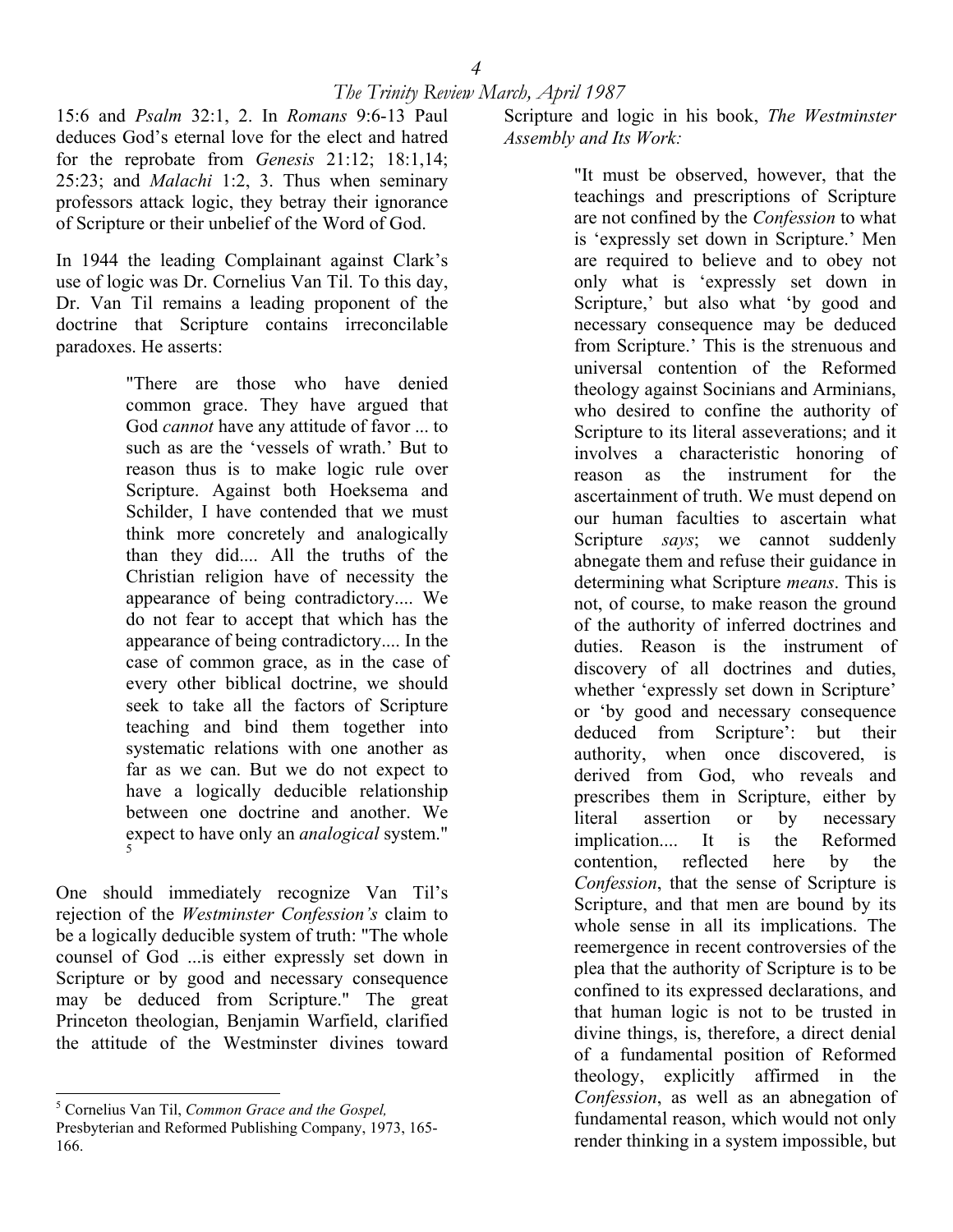15:6 and *Psalm* 32:1, 2. In *Romans* 9:6-13 Paul deduces God's eternal love for the elect and hatred for the reprobate from *Genesis* 21:12; 18:1,14; 25:23; and *Malachi* 1:2, 3. Thus when seminary professors attack logic, they betray their ignorance of Scripture or their unbelief of the Word of God.

In 1944 the leading Complainant against Clark's use of logic was Dr. Cornelius Van Til. To this day, Dr. Van Til remains a leading proponent of the doctrine that Scripture contains irreconcilable paradoxes. He asserts:

> "There are those who have denied common grace. They have argued that God *cannot* have any attitude of favor ... to such as are the 'vessels of wrath.' But to reason thus is to make logic rule over Scripture. Against both Hoeksema and Schilder, I have contended that we must think more concretely and analogically than they did.... All the truths of the Christian religion have of necessity the appearance of being contradictory.... We do not fear to accept that which has the appearance of being contradictory.... In the case of common grace, as in the case of every other biblical doctrine, we should seek to take all the factors of Scripture teaching and bind them together into systematic relations with one another as far as we can. But we do not expect to have a logically deducible relationship between one doctrine and another. We expect to have only an *analogical* system."[5]

One should immediately recognize Van Til's rejection of the *Westminster Confession's* claim to be a logically deducible system of truth: "The whole counsel of God ...is either expressly set down in Scripture or by good and necessary consequence may be deduced from Scripture." The great Princeton theologian, Benjamin Warfield, clarified the attitude of the Westminster divines toward Scripture and logic in his book, *The Westminster Assembly and Its Work:*

> "It must be observed, however, that the teachings and prescriptions of Scripture are not confined by the *Confession* to what is 'expressly set down in Scripture.' Men are required to believe and to obey not only what is 'expressly set down in Scripture,' but also what 'by good and necessary consequence may be deduced from Scripture.' This is the strenuous and universal contention of the Reformed theology against Socinians and Arminians, who desired to confine the authority of Scripture to its literal asseverations; and it involves a characteristic honoring of reason as the instrument for the ascertainment of truth. We must depend on our human faculties to ascertain what Scripture *says*; we cannot suddenly abnegate them and refuse their guidance in determining what Scripture *means*. This is not, of course, to make reason the ground of the authority of inferred doctrines and duties. Reason is the instrument of discovery of all doctrines and duties, whether 'expressly set down in Scripture' or 'by good and necessary consequence deduced from Scripture': but their authority, when once discovered, is derived from God, who reveals and prescribes them in Scripture, either by literal assertion or by necessary implication.... It is the Reformed contention, reflected here by the *Confession*, that the sense of Scripture is Scripture, and that men are bound by its whole sense in all its implications. The reemergence in recent controversies of the plea that the authority of Scripture is to be confined to its expressed declarations, and that human logic is not to be trusted in divine things, is, therefore, a direct denial of a fundamental position of Reformed theology, explicitly affirmed in the *Confession*, as well as an abnegation of fundamental reason, which would not only render thinking in a system impossible, but

---

[5] Cornelius Van Til, *Common Grace and the Gospel,* Presbyterian and Reformed Publishing Company, 1973, 165-166.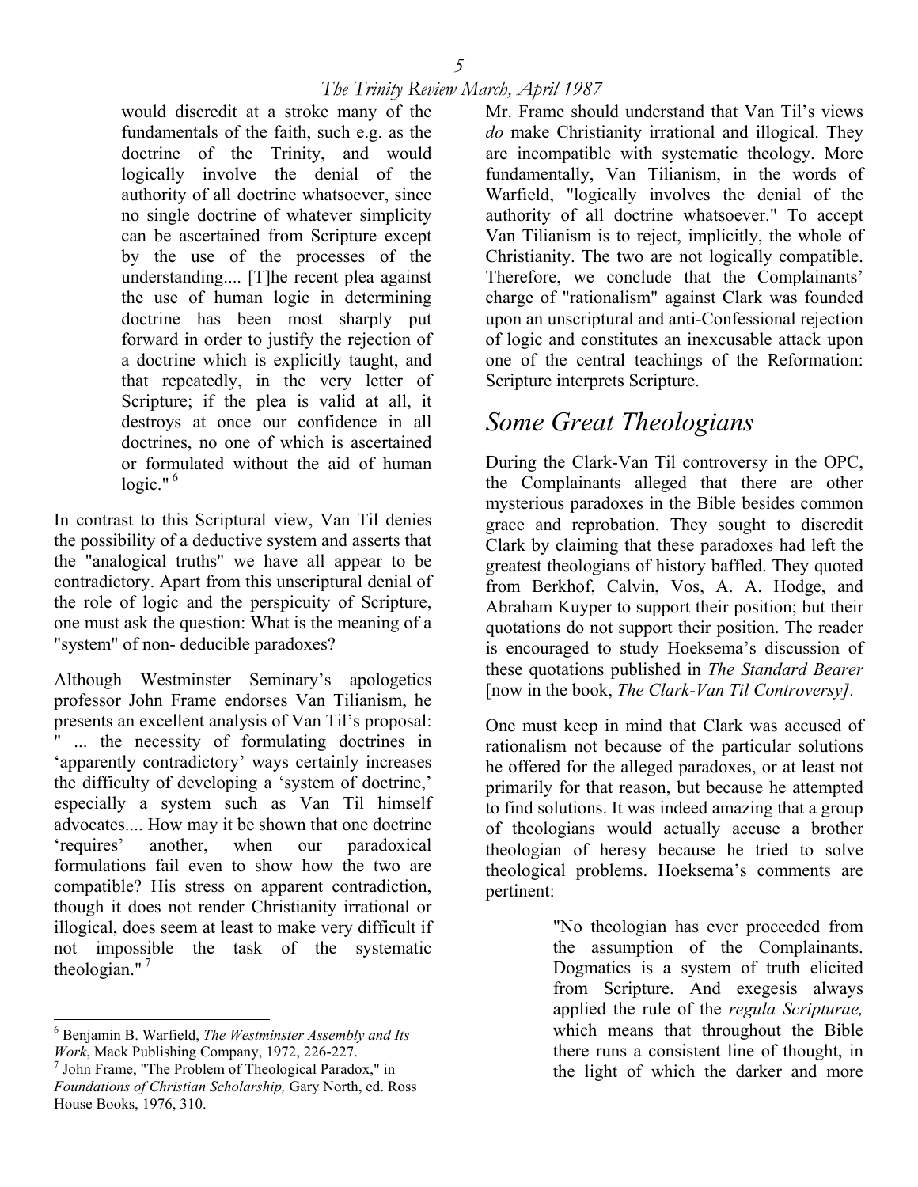> would discredit at a stroke many of the fundamentals of the faith, such e.g. as the doctrine of the Trinity, and would logically involve the denial of the authority of all doctrine whatsoever, since no single doctrine of whatever simplicity can be ascertained from Scripture except by the use of the processes of the understanding.... [T]he recent plea against the use of human logic in determining doctrine has been most sharply put forward in order to justify the rejection of a doctrine which is explicitly taught, and that repeatedly, in the very letter of Scripture; if the plea is valid at all, it destroys at once our confidence in all doctrines, no one of which is ascertained or formulated without the aid of human logic." [6]

In contrast to this Scriptural view, Van Til denies the possibility of a deductive system and asserts that the "analogical truths" we have all appear to be contradictory. Apart from this unscriptural denial of the role of logic and the perspicuity of Scripture, one must ask the question: What is the meaning of a "system" of non- deducible paradoxes?

Although Westminster Seminary's apologetics professor John Frame endorses Van Tilianism, he presents an excellent analysis of Van Til's proposal: " ... the necessity of formulating doctrines in 'apparently contradictory' ways certainly increases the difficulty of developing a 'system of doctrine,' especially a system such as Van Til himself advocates.... How may it be shown that one doctrine 'requires' another, when our paradoxical formulations fail even to show how the two are compatible? His stress on apparent contradiction, though it does not render Christianity irrational or illogical, does seem at least to make very difficult if not impossible the task of the systematic theologian." [7]

Mr. Frame should understand that Van Til's views *do* make Christianity irrational and illogical. They are incompatible with systematic theology. More fundamentally, Van Tilianism, in the words of Warfield, "logically involves the denial of the authority of all doctrine whatsoever." To accept Van Tilianism is to reject, implicitly, the whole of Christianity. The two are not logically compatible. Therefore, we conclude that the Complainants' charge of "rationalism" against Clark was founded upon an unscriptural and anti-Confessional rejection of logic and constitutes an inexcusable attack upon one of the central teachings of the Reformation: Scripture interprets Scripture.

## Some Great Theologians

During the Clark-Van Til controversy in the OPC, the Complainants alleged that there are other mysterious paradoxes in the Bible besides common grace and reprobation. They sought to discredit Clark by claiming that these paradoxes had left the greatest theologians of history baffled. They quoted from Berkhof, Calvin, Vos, A. A. Hodge, and Abraham Kuyper to support their position; but their quotations do not support their position. The reader is encouraged to study Hoeksema's discussion of these quotations published in *The Standard Bearer* [now in the book, *The Clark-Van Til Controversy]*.

One must keep in mind that Clark was accused of rationalism not because of the particular solutions he offered for the alleged paradoxes, or at least not primarily for that reason, but because he attempted to find solutions. It was indeed amazing that a group of theologians would actually accuse a brother theologian of heresy because he tried to solve theological problems. Hoeksema's comments are pertinent:

> "No theologian has ever proceeded from the assumption of the Complainants. Dogmatics is a system of truth elicited from Scripture. And exegesis always applied the rule of the *regula Scripturae,* which means that throughout the Bible there runs a consistent line of thought, in the light of which the darker and more

---

[6] Benjamin B. Warfield, *The Westminster Assembly and Its Work*, Mack Publishing Company, 1972, 226-227.

[7] John Frame, "The Problem of Theological Paradox," in *Foundations of Christian Scholarship,* Gary North, ed. Ross House Books, 1976, 310.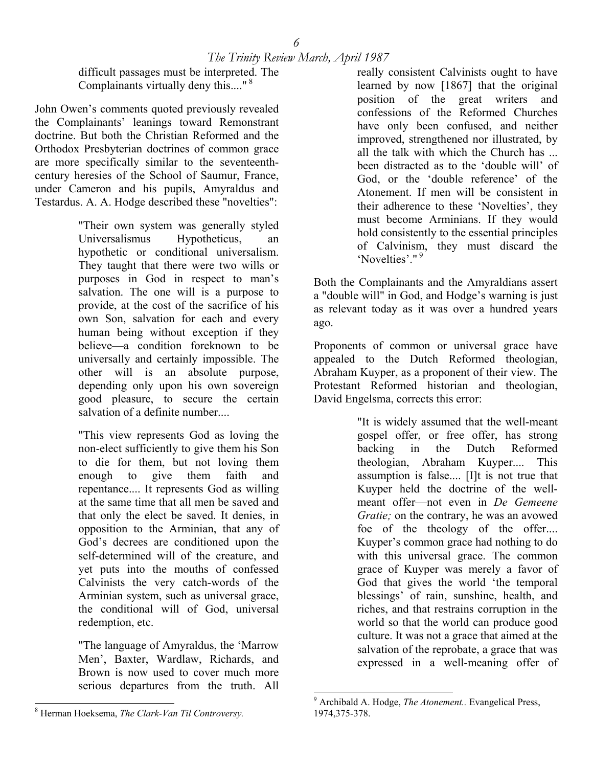> difficult passages must be interpreted. The Complainants virtually deny this...."[8]

John Owen's comments quoted previously revealed the Complainants' leanings toward Remonstrant doctrine. But both the Christian Reformed and the Orthodox Presbyterian doctrines of common grace are more specifically similar to the seventeenth-century heresies of the School of Saumur, France, under Cameron and his pupils, Amyraldus and Testardus. A. A. Hodge described these "novelties":

> "Their own system was generally styled Universalismus Hypotheticus, an hypothetic or conditional universalism. They taught that there were two wills or purposes in God in respect to man's salvation. The one will is a purpose to provide, at the cost of the sacrifice of his own Son, salvation for each and every human being without exception if they believe—a condition foreknown to be universally and certainly impossible. The other will is an absolute purpose, depending only upon his own sovereign good pleasure, to secure the certain salvation of a definite number....
>
> "This view represents God as loving the non-elect sufficiently to give them his Son to die for them, but not loving them enough to give them faith and repentance.... It represents God as willing at the same time that all men be saved and that only the elect be saved. It denies, in opposition to the Arminian, that any of God's decrees are conditioned upon the self-determined will of the creature, and yet puts into the mouths of confessed Calvinists the very catch-words of the Arminian system, such as universal grace, the conditional will of God, universal redemption, etc.
>
> "The language of Amyraldus, the 'Marrow Men', Baxter, Wardlaw, Richards, and Brown is now used to cover much more serious departures from the truth. All really consistent Calvinists ought to have learned by now [1867] that the original position of the great writers and confessions of the Reformed Churches have only been confused, and neither improved, strengthened nor illustrated, by all the talk with which the Church has ... been distracted as to the 'double will' of God, or the 'double reference' of the Atonement. If men will be consistent in their adherence to these 'Novelties', they must become Arminians. If they would hold consistently to the essential principles of Calvinism, they must discard the 'Novelties'."[9]

Both the Complainants and the Amyraldians assert a "double will" in God, and Hodge's warning is just as relevant today as it was over a hundred years ago.

Proponents of common or universal grace have appealed to the Dutch Reformed theologian, Abraham Kuyper, as a proponent of their view. The Protestant Reformed historian and theologian, David Engelsma, corrects this error:

> "It is widely assumed that the well-meant gospel offer, or free offer, has strong backing in the Dutch Reformed theologian, Abraham Kuyper.... This assumption is false.... [I]t is not true that Kuyper held the doctrine of the well-meant offer—not even in *De Gemeene Gratie;* on the contrary, he was an avowed foe of the theology of the offer.... Kuyper's common grace had nothing to do with this universal grace. The common grace of Kuyper was merely a favor of God that gives the world 'the temporal blessings' of rain, sunshine, health, and riches, and that restrains corruption in the world so that the world can produce good culture. It was not a grace that aimed at the salvation of the reprobate, a grace that was expressed in a well-meaning offer of

---

[8] Herman Hoeksema, *The Clark-Van Til Controversy.*

[9] Archibald A. Hodge, *The Atonement..* Evangelical Press, 1974,375-378.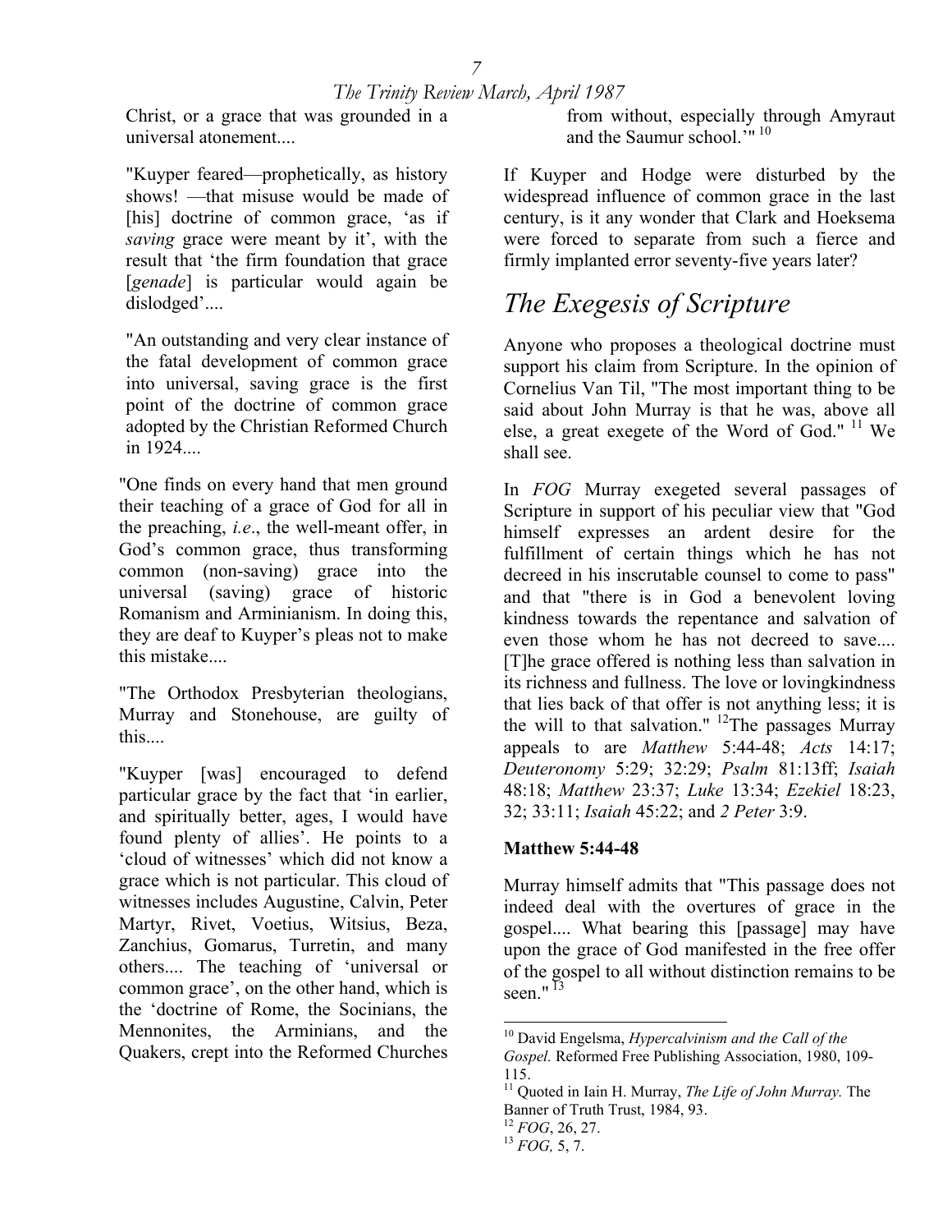Christ, or a grace that was grounded in a universal atonement....

"Kuyper feared—prophetically, as history shows! —that misuse would be made of [his] doctrine of common grace, 'as if *saving* grace were meant by it', with the result that 'the firm foundation that grace [*genade*] is particular would again be dislodged'....

"An outstanding and very clear instance of the fatal development of common grace into universal, saving grace is the first point of the doctrine of common grace adopted by the Christian Reformed Church in 1924....

"One finds on every hand that men ground their teaching of a grace of God for all in the preaching, *i.e*., the well-meant offer, in God's common grace, thus transforming common (non-saving) grace into the universal (saving) grace of historic Romanism and Arminianism. In doing this, they are deaf to Kuyper's pleas not to make this mistake....

"The Orthodox Presbyterian theologians, Murray and Stonehouse, are guilty of this....

"Kuyper [was] encouraged to defend particular grace by the fact that 'in earlier, and spiritually better, ages, I would have found plenty of allies'. He points to a 'cloud of witnesses' which did not know a grace which is not particular. This cloud of witnesses includes Augustine, Calvin, Peter Martyr, Rivet, Voetius, Witsius, Beza, Zanchius, Gomarus, Turretin, and many others.... The teaching of 'universal or common grace', on the other hand, which is the 'doctrine of Rome, the Socinians, the Mennonites, the Arminians, and the Quakers, crept into the Reformed Churches from without, especially through Amyraut and the Saumur school.'"[10]

If Kuyper and Hodge were disturbed by the widespread influence of common grace in the last century, is it any wonder that Clark and Hoeksema were forced to separate from such a fierce and firmly implanted error seventy-five years later?

## *The Exegesis of Scripture*

Anyone who proposes a theological doctrine must support his claim from Scripture. In the opinion of Cornelius Van Til, "The most important thing to be said about John Murray is that he was, above all else, a great exegete of the Word of God."[11] We shall see.

In *FOG* Murray exegeted several passages of Scripture in support of his peculiar view that "God himself expresses an ardent desire for the fulfillment of certain things which he has not decreed in his inscrutable counsel to come to pass" and that "there is in God a benevolent loving kindness towards the repentance and salvation of even those whom he has not decreed to save.... [T]he grace offered is nothing less than salvation in its richness and fullness. The love or lovingkindness that lies back of that offer is not anything less; it is the will to that salvation."[12] The passages Murray appeals to are *Matthew* 5:44-48; *Acts* 14:17; *Deuteronomy* 5:29; 32:29; *Psalm* 81:13ff; *Isaiah* 48:18; *Matthew* 23:37; *Luke* 13:34; *Ezekiel* 18:23, 32; 33:11; *Isaiah* 45:22; and *2 Peter* 3:9.

**Matthew 5:44-48**

Murray himself admits that "This passage does not indeed deal with the overtures of grace in the gospel.... What bearing this [passage] may have upon the grace of God manifested in the free offer of the gospel to all without distinction remains to be seen."[13]

---

[10] David Engelsma, *Hypercalvinism and the Call of the Gospel.* Reformed Free Publishing Association, 1980, 109-115.

[11] Quoted in Iain H. Murray, *The Life of John Murray.* The Banner of Truth Trust, 1984, 93.

[12] *FOG*, 26, 27.

[13] *FOG,* 5, 7.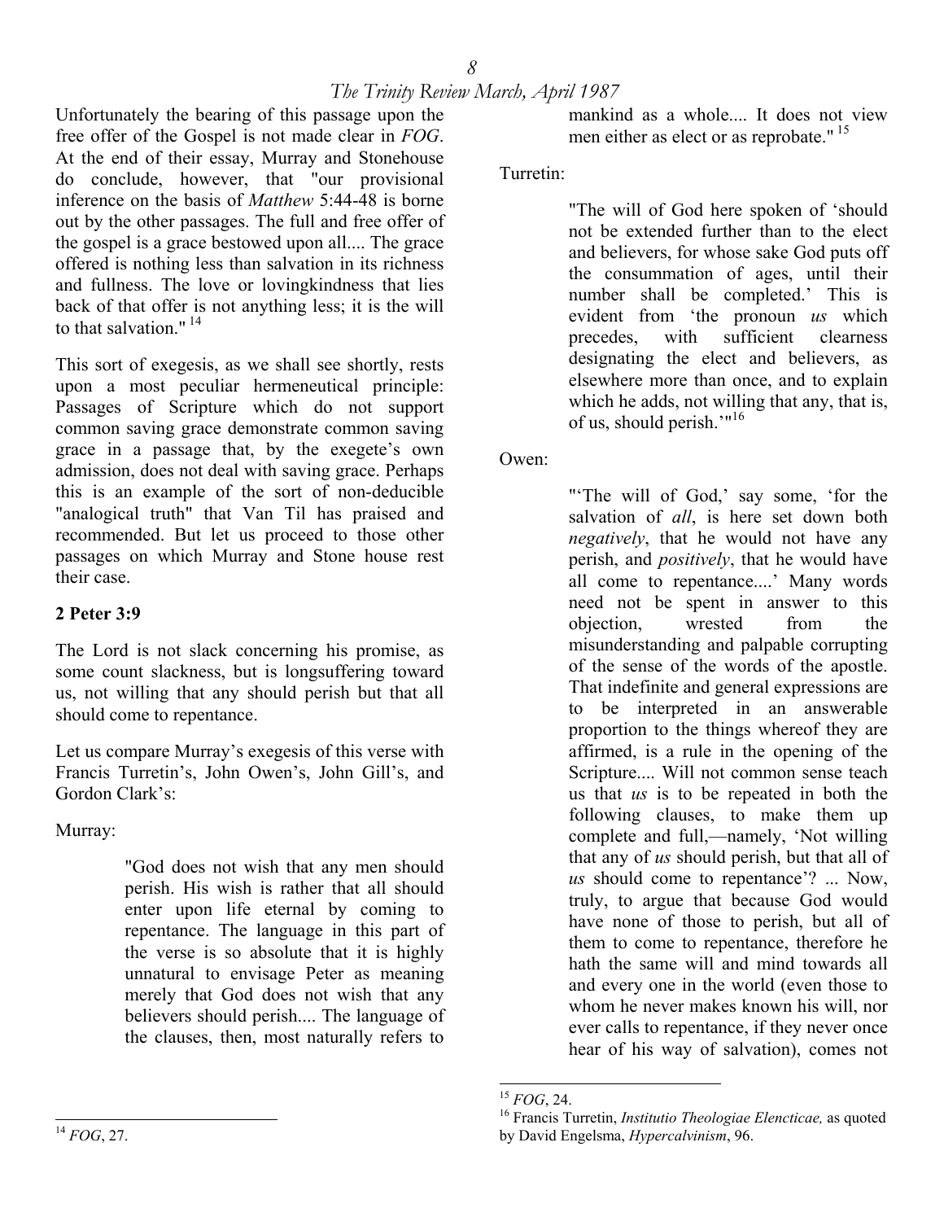Unfortunately the bearing of this passage upon the free offer of the Gospel is not made clear in *FOG*. At the end of their essay, Murray and Stonehouse do conclude, however, that "our provisional inference on the basis of *Matthew* 5:44-48 is borne out by the other passages. The full and free offer of the gospel is a grace bestowed upon all.... The grace offered is nothing less than salvation in its richness and fullness. The love or lovingkindness that lies back of that offer is not anything less; it is the will to that salvation." [14]

This sort of exegesis, as we shall see shortly, rests upon a most peculiar hermeneutical principle: Passages of Scripture which do not support common saving grace demonstrate common saving grace in a passage that, by the exegete's own admission, does not deal with saving grace. Perhaps this is an example of the sort of non-deducible "analogical truth" that Van Til has praised and recommended. But let us proceed to those other passages on which Murray and Stone house rest their case.

**2 Peter 3:9**

The Lord is not slack concerning his promise, as some count slackness, but is longsuffering toward us, not willing that any should perish but that all should come to repentance.

Let us compare Murray's exegesis of this verse with Francis Turretin's, John Owen's, John Gill's, and Gordon Clark's:

Murray:

> "God does not wish that any men should perish. His wish is rather that all should enter upon life eternal by coming to repentance. The language in this part of the verse is so absolute that it is highly unnatural to envisage Peter as meaning merely that God does not wish that any believers should perish.... The language of the clauses, then, most naturally refers to mankind as a whole.... It does not view men either as elect or as reprobate." [15]

Turretin:

> "The will of God here spoken of 'should not be extended further than to the elect and believers, for whose sake God puts off the consummation of ages, until their number shall be completed.' This is evident from 'the pronoun *us* which precedes, with sufficient clearness designating the elect and believers, as elsewhere more than once, and to explain which he adds, not willing that any, that is, of us, should perish.'" [16]

Owen:

> "'The will of God,' say some, 'for the salvation of *all*, is here set down both *negatively*, that he would not have any perish, and *positively*, that he would have all come to repentance....' Many words need not be spent in answer to this objection, wrested from the misunderstanding and palpable corrupting of the sense of the words of the apostle. That indefinite and general expressions are to be interpreted in an answerable proportion to the things whereof they are affirmed, is a rule in the opening of the Scripture.... Will not common sense teach us that *us* is to be repeated in both the following clauses, to make them up complete and full,—namely, 'Not willing that any of *us* should perish, but that all of *us* should come to repentance'? ... Now, truly, to argue that because God would have none of those to perish, but all of them to come to repentance, therefore he hath the same will and mind towards all and every one in the world (even those to whom he never makes known his will, nor ever calls to repentance, if they never once hear of his way of salvation), comes not

---

[14] *FOG*, 27.

[15] *FOG*, 24.

[16] Francis Turretin, *Institutio Theologiae Elencticae,* as quoted by David Engelsma, *Hypercalvinism*, 96.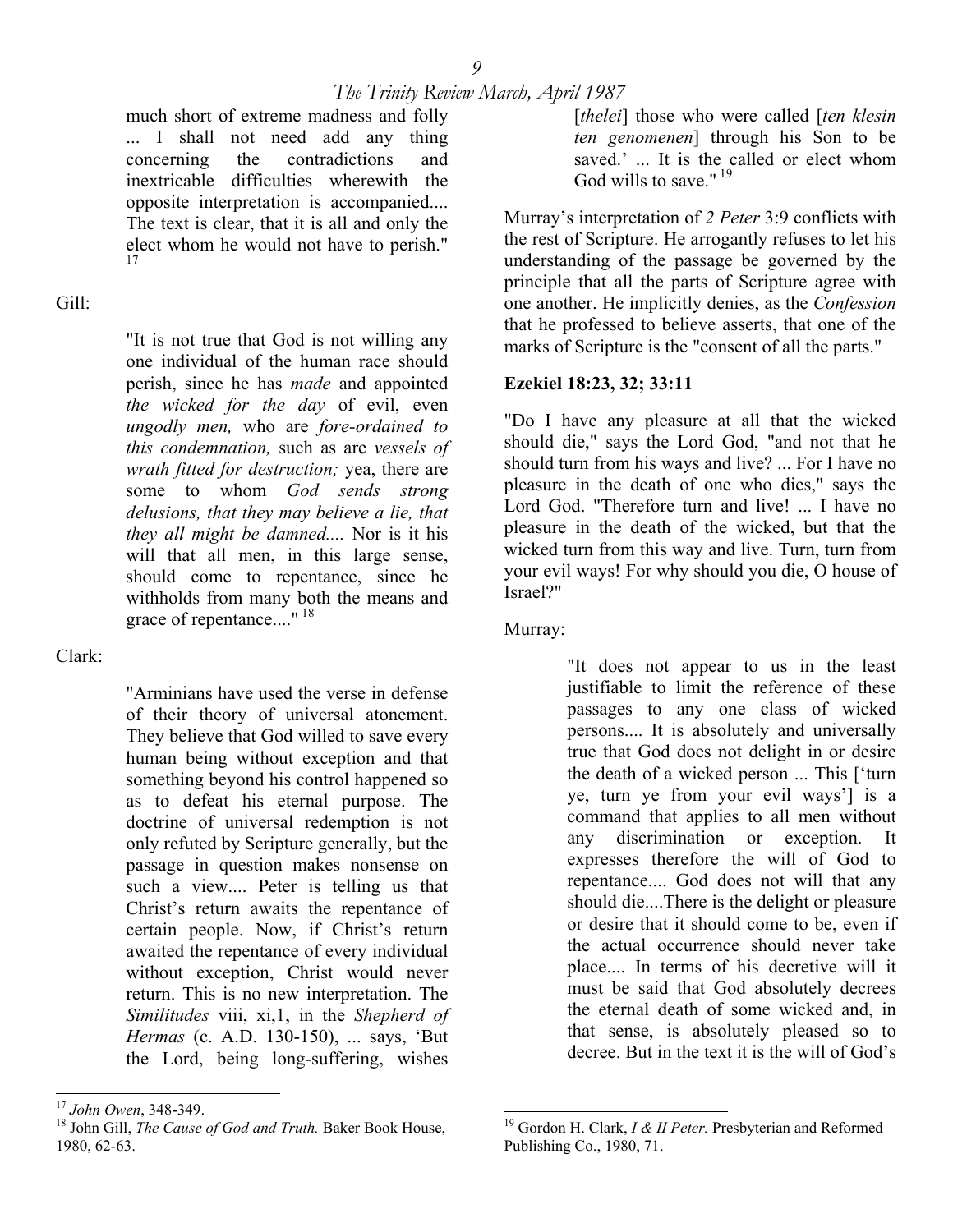> much short of extreme madness and folly ... I shall not need add any thing concerning the contradictions and inextricable difficulties wherewith the opposite interpretation is accompanied.... The text is clear, that it is all and only the elect whom he would not have to perish."[17]

Gill:

> "It is not true that God is not willing any one individual of the human race should perish, since he has *made* and appointed *the wicked for the day* of evil, even *ungodly men,* who are *fore-ordained to this condemnation,* such as are *vessels of wrath fitted for destruction;* yea, there are some to whom *God sends strong delusions, that they may believe a lie, that they all might be damned....* Nor is it his will that all men, in this large sense, should come to repentance, since he withholds from many both the means and grace of repentance...."[18]

Clark:

> "Arminians have used the verse in defense of their theory of universal atonement. They believe that God willed to save every human being without exception and that something beyond his control happened so as to defeat his eternal purpose. The doctrine of universal redemption is not only refuted by Scripture generally, but the passage in question makes nonsense on such a view.... Peter is telling us that Christ's return awaits the repentance of certain people. Now, if Christ's return awaited the repentance of every individual without exception, Christ would never return. This is no new interpretation. The *Similitudes* viii, xi,1, in the *Shepherd of Hermas* (c. A.D. 130-150), ... says, 'But the Lord, being long-suffering, wishes [*thelei*] those who were called [*ten klesin ten genomenen*] through his Son to be saved.' ... It is the called or elect whom God wills to save."[19]

Murray's interpretation of *2 Peter* 3:9 conflicts with the rest of Scripture. He arrogantly refuses to let his understanding of the passage be governed by the principle that all the parts of Scripture agree with one another. He implicitly denies, as the *Confession* that he professed to believe asserts, that one of the marks of Scripture is the "consent of all the parts."

**Ezekiel 18:23, 32; 33:11**

"Do I have any pleasure at all that the wicked should die," says the Lord God, "and not that he should turn from his ways and live? ... For I have no pleasure in the death of one who dies," says the Lord God. "Therefore turn and live! ... I have no pleasure in the death of the wicked, but that the wicked turn from this way and live. Turn, turn from your evil ways! For why should you die, O house of Israel?"

Murray:

> "It does not appear to us in the least justifiable to limit the reference of these passages to any one class of wicked persons.... It is absolutely and universally true that God does not delight in or desire the death of a wicked person ... This ['turn ye, turn ye from your evil ways'] is a command that applies to all men without any discrimination or exception. It expresses therefore the will of God to repentance.... God does not will that any should die....There is the delight or pleasure or desire that it should come to be, even if the actual occurrence should never take place.... In terms of his decretive will it must be said that God absolutely decrees the eternal death of some wicked and, in that sense, is absolutely pleased so to decree. But in the text it is the will of God's

---

[17] *John Owen*, 348-349.

[18] John Gill, *The Cause of God and Truth.* Baker Book House, 1980, 62-63.

[19] Gordon H. Clark, *I & II Peter.* Presbyterian and Reformed Publishing Co., 1980, 71.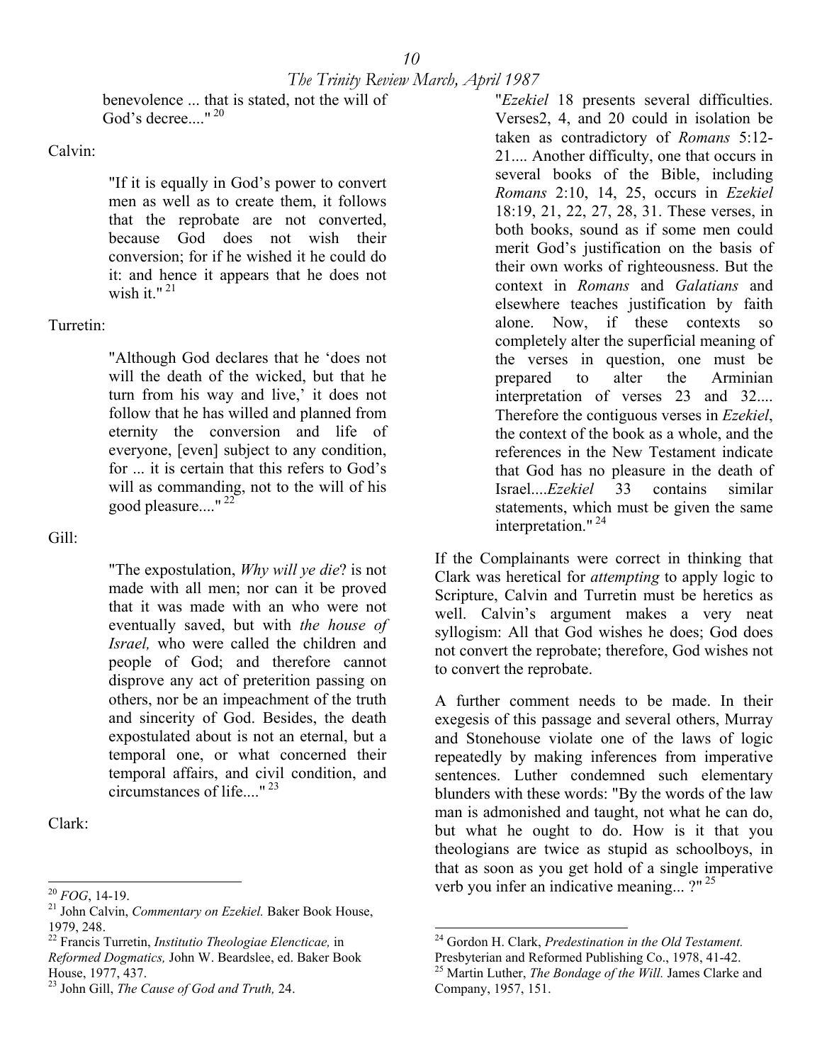benevolence ... that is stated, not the will of God's decree...." [20]

Calvin:

> "If it is equally in God's power to convert men as well as to create them, it follows that the reprobate are not converted, because God does not wish their conversion; for if he wished it he could do it: and hence it appears that he does not wish it." [21]

Turretin:

> "Although God declares that he 'does not will the death of the wicked, but that he turn from his way and live,' it does not follow that he has willed and planned from eternity the conversion and life of everyone, [even] subject to any condition, for ... it is certain that this refers to God's will as commanding, not to the will of his good pleasure...." [22]

Gill:

> "The expostulation, *Why will ye die*? is not made with all men; nor can it be proved that it was made with an who were not eventually saved, but with *the house of Israel,* who were called the children and people of God; and therefore cannot disprove any act of preterition passing on others, nor be an impeachment of the truth and sincerity of God. Besides, the death expostulated about is not an eternal, but a temporal one, or what concerned their temporal affairs, and civil condition, and circumstances of life...." [23]

Clark:

> "*Ezekiel* 18 presents several difficulties. Verses2, 4, and 20 could in isolation be taken as contradictory of *Romans* 5:12-21.... Another difficulty, one that occurs in several books of the Bible, including *Romans* 2:10, 14, 25, occurs in *Ezekiel* 18:19, 21, 22, 27, 28, 31. These verses, in both books, sound as if some men could merit God's justification on the basis of their own works of righteousness. But the context in *Romans* and *Galatians* and elsewhere teaches justification by faith alone. Now, if these contexts so completely alter the superficial meaning of the verses in question, one must be prepared to alter the Arminian interpretation of verses 23 and 32.... Therefore the contiguous verses in *Ezekiel*, the context of the book as a whole, and the references in the New Testament indicate that God has no pleasure in the death of Israel....*Ezekiel* 33 contains similar statements, which must be given the same interpretation." [24]

If the Complainants were correct in thinking that Clark was heretical for *attempting* to apply logic to Scripture, Calvin and Turretin must be heretics as well. Calvin's argument makes a very neat syllogism: All that God wishes he does; God does not convert the reprobate; therefore, God wishes not to convert the reprobate.

A further comment needs to be made. In their exegesis of this passage and several others, Murray and Stonehouse violate one of the laws of logic repeatedly by making inferences from imperative sentences. Luther condemned such elementary blunders with these words: "By the words of the law man is admonished and taught, not what he can do, but what he ought to do. How is it that you theologians are twice as stupid as schoolboys, in that as soon as you get hold of a single imperative verb you infer an indicative meaning... ?" [25]

---

[20] *FOG*, 14-19.

[21] John Calvin, *Commentary on Ezekiel.* Baker Book House, 1979, 248.

[22] Francis Turretin, *Institutio Theologiae Elencticae,* in *Reformed Dogmatics,* John W. Beardslee, ed. Baker Book House, 1977, 437.

[23] John Gill, *The Cause of God and Truth,* 24.

[24] Gordon H. Clark, *Predestination in the Old Testament.* Presbyterian and Reformed Publishing Co., 1978, 41-42.

[25] Martin Luther, *The Bondage of the Will.* James Clarke and Company, 1957, 151.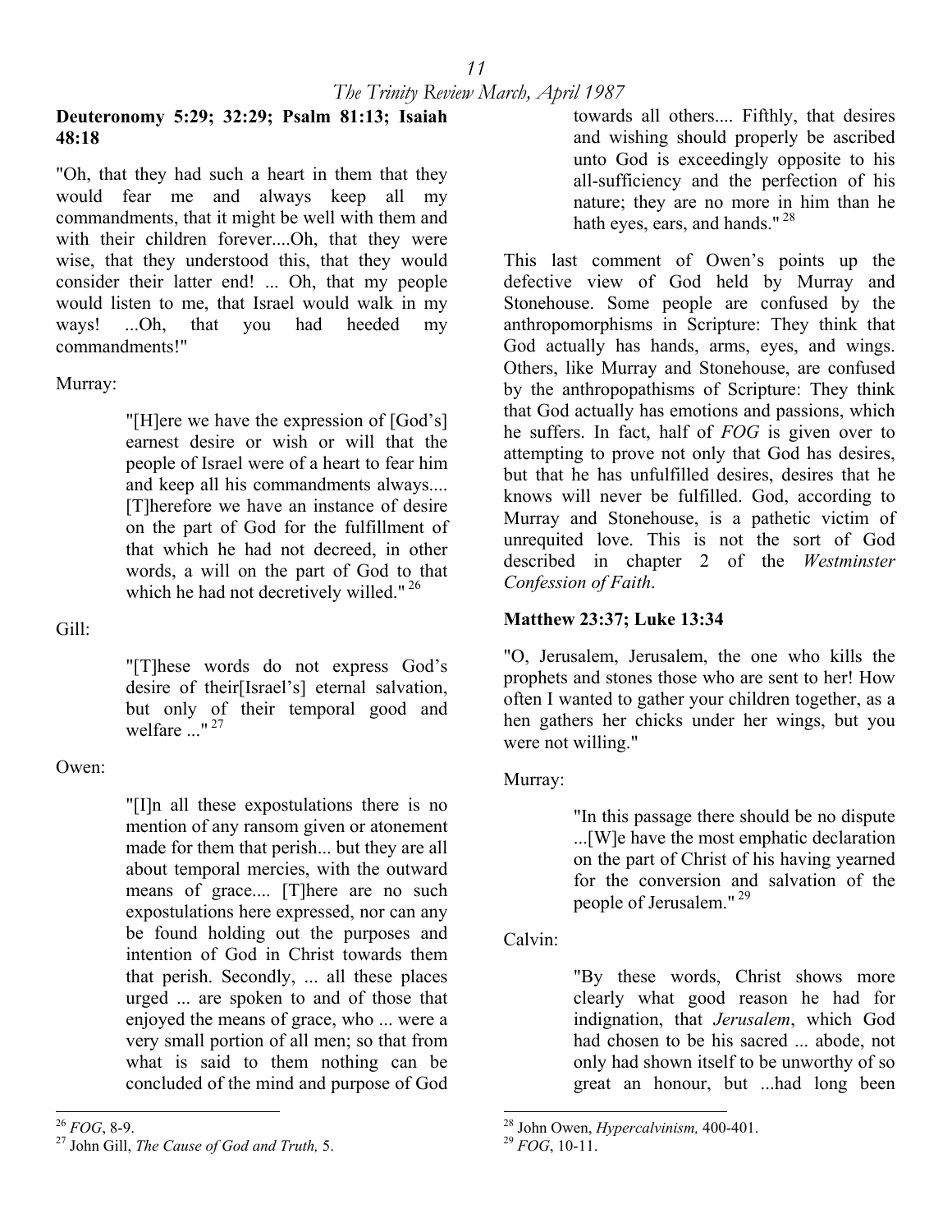**Deuteronomy 5:29; 32:29; Psalm 81:13; Isaiah 48:18**

"Oh, that they had such a heart in them that they would fear me and always keep all my commandments, that it might be well with them and with their children forever....Oh, that they were wise, that they understood this, that they would consider their latter end! ... Oh, that my people would listen to me, that Israel would walk in my ways! ...Oh, that you had heeded my commandments!"

Murray:

> "[H]ere we have the expression of [God's] earnest desire or wish or will that the people of Israel were of a heart to fear him and keep all his commandments always.... [T]herefore we have an instance of desire on the part of God for the fulfillment of that which he had not decreed, in other words, a will on the part of God to that which he had not decretively willed." [26]

Gill:

> "[T]hese words do not express God's desire of their[Israel's] eternal salvation, but only of their temporal good and welfare ..." [27]

Owen:

> "[I]n all these expostulations there is no mention of any ransom given or atonement made for them that perish... but they are all about temporal mercies, with the outward means of grace.... [T]here are no such expostulations here expressed, nor can any be found holding out the purposes and intention of God in Christ towards them that perish. Secondly, ... all these places urged ... are spoken to and of those that enjoyed the means of grace, who ... were a very small portion of all men; so that from what is said to them nothing can be concluded of the mind and purpose of God towards all others.... Fifthly, that desires and wishing should properly be ascribed unto God is exceedingly opposite to his all-sufficiency and the perfection of his nature; they are no more in him than he hath eyes, ears, and hands." [28]

This last comment of Owen's points up the defective view of God held by Murray and Stonehouse. Some people are confused by the anthropomorphisms in Scripture: They think that God actually has hands, arms, eyes, and wings. Others, like Murray and Stonehouse, are confused by the anthropopathisms of Scripture: They think that God actually has emotions and passions, which he suffers. In fact, half of *FOG* is given over to attempting to prove not only that God has desires, but that he has unfulfilled desires, desires that he knows will never be fulfilled. God, according to Murray and Stonehouse, is a pathetic victim of unrequited love. This is not the sort of God described in chapter 2 of the *Westminster Confession of Faith*.

**Matthew 23:37; Luke 13:34**

"O, Jerusalem, Jerusalem, the one who kills the prophets and stones those who are sent to her! How often I wanted to gather your children together, as a hen gathers her chicks under her wings, but you were not willing."

Murray:

> "In this passage there should be no dispute ...[W]e have the most emphatic declaration on the part of Christ of his having yearned for the conversion and salvation of the people of Jerusalem." [29]

Calvin:

> "By these words, Christ shows more clearly what good reason he had for indignation, that *Jerusalem*, which God had chosen to be his sacred ... abode, not only had shown itself to be unworthy of so great an honour, but ...had long been

---

[26] *FOG*, 8-9.

[27] John Gill, *The Cause of God and Truth,* 5.

[28] John Owen, *Hypercalvinism,* 400-401.

[29] *FOG*, 10-11.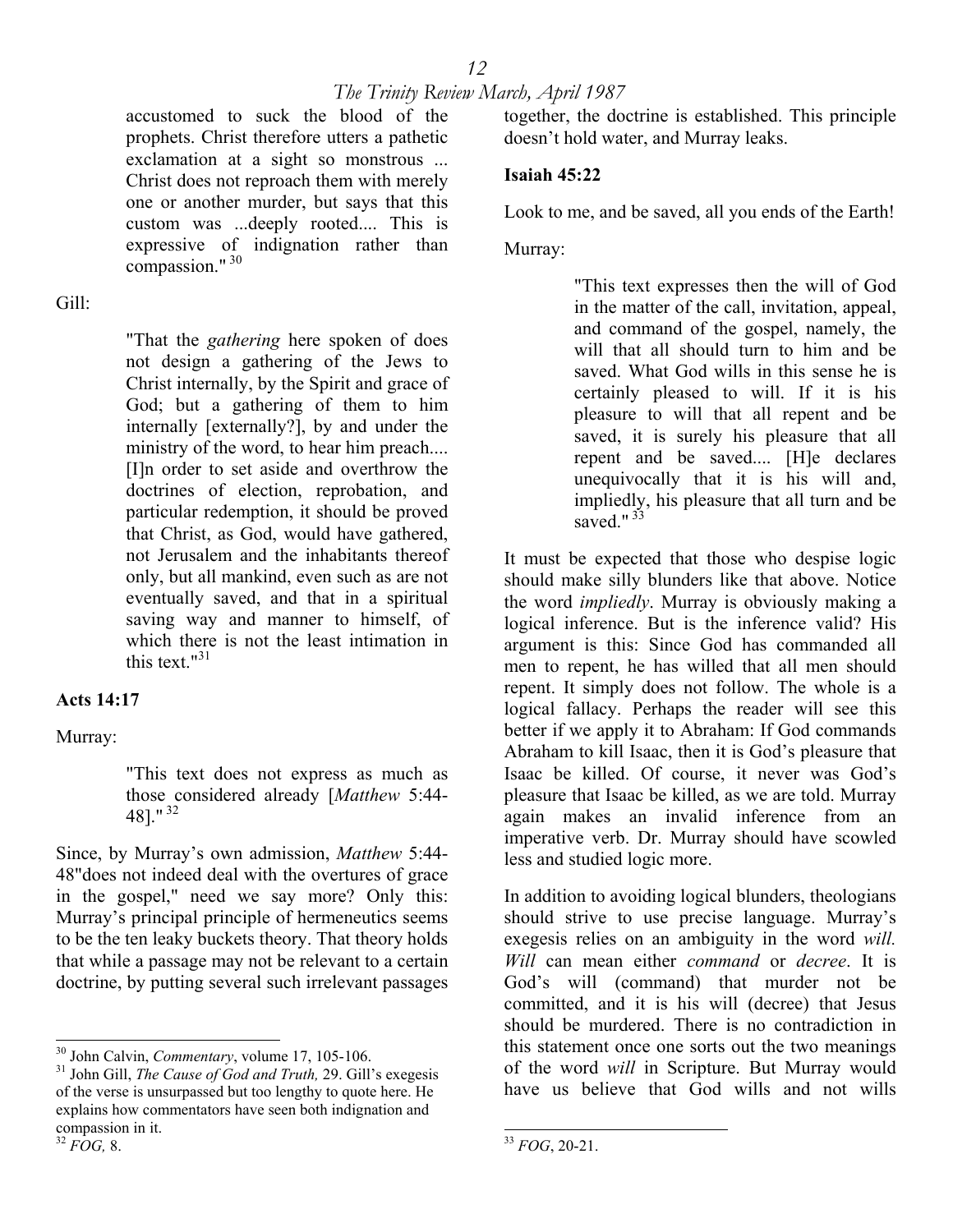> accustomed to suck the blood of the prophets. Christ therefore utters a pathetic exclamation at a sight so monstrous ... Christ does not reproach them with merely one or another murder, but says that this custom was ...deeply rooted.... This is expressive of indignation rather than compassion."[30]

Gill:

> "That the *gathering* here spoken of does not design a gathering of the Jews to Christ internally, by the Spirit and grace of God; but a gathering of them to him internally [externally?], by and under the ministry of the word, to hear him preach.... [I]n order to set aside and overthrow the doctrines of election, reprobation, and particular redemption, it should be proved that Christ, as God, would have gathered, not Jerusalem and the inhabitants thereof only, but all mankind, even such as are not eventually saved, and that in a spiritual saving way and manner to himself, of which there is not the least intimation in this text."[31]

**Acts 14:17**

Murray:

> "This text does not express as much as those considered already [*Matthew* 5:44-48]."[32]

Since, by Murray's own admission, *Matthew* 5:44-48"does not indeed deal with the overtures of grace in the gospel," need we say more? Only this: Murray's principal principle of hermeneutics seems to be the ten leaky buckets theory. That theory holds that while a passage may not be relevant to a certain doctrine, by putting several such irrelevant passages together, the doctrine is established. This principle doesn't hold water, and Murray leaks.

**Isaiah 45:22**

Look to me, and be saved, all you ends of the Earth!

Murray:

> "This text expresses then the will of God in the matter of the call, invitation, appeal, and command of the gospel, namely, the will that all should turn to him and be saved. What God wills in this sense he is certainly pleased to will. If it is his pleasure to will that all repent and be saved, it is surely his pleasure that all repent and be saved.... [H]e declares unequivocally that it is his will and, impliedly, his pleasure that all turn and be saved."[33]

It must be expected that those who despise logic should make silly blunders like that above. Notice the word *impliedly*. Murray is obviously making a logical inference. But is the inference valid? His argument is this: Since God has commanded all men to repent, he has willed that all men should repent. It simply does not follow. The whole is a logical fallacy. Perhaps the reader will see this better if we apply it to Abraham: If God commands Abraham to kill Isaac, then it is God's pleasure that Isaac be killed. Of course, it never was God's pleasure that Isaac be killed, as we are told. Murray again makes an invalid inference from an imperative verb. Dr. Murray should have scowled less and studied logic more.

In addition to avoiding logical blunders, theologians should strive to use precise language. Murray's exegesis relies on an ambiguity in the word *will. Will* can mean either *command* or *decree*. It is God's will (command) that murder not be committed, and it is his will (decree) that Jesus should be murdered. There is no contradiction in this statement once one sorts out the two meanings of the word *will* in Scripture. But Murray would have us believe that God wills and not wills

---

[30] John Calvin, *Commentary*, volume 17, 105-106.

[31] John Gill, *The Cause of God and Truth,* 29. Gill's exegesis of the verse is unsurpassed but too lengthy to quote here. He explains how commentators have seen both indignation and compassion in it.

[32] *FOG,* 8.

[33] *FOG*, 20-21.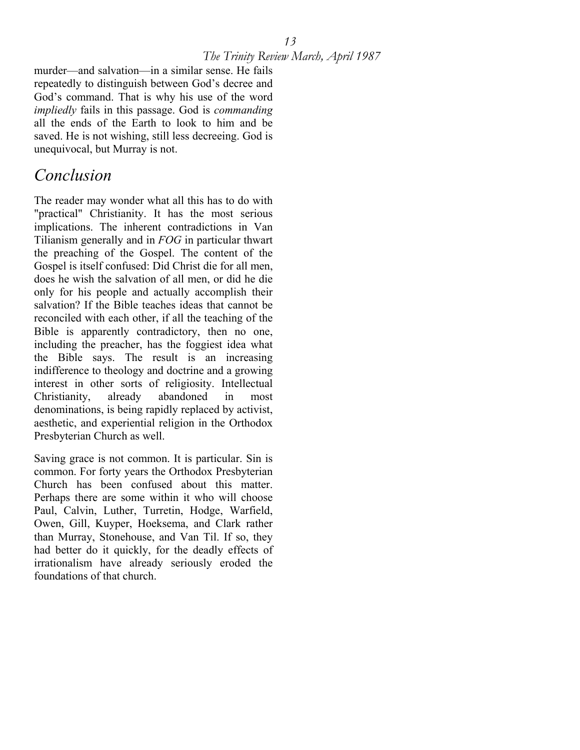murder—and salvation—in a similar sense. He fails repeatedly to distinguish between God's decree and God's command. That is why his use of the word *impliedly* fails in this passage. God is *commanding* all the ends of the Earth to look to him and be saved. He is not wishing, still less decreeing. God is unequivocal, but Murray is not.

## Conclusion

The reader may wonder what all this has to do with "practical" Christianity. It has the most serious implications. The inherent contradictions in Van Tilianism generally and in *FOG* in particular thwart the preaching of the Gospel. The content of the Gospel is itself confused: Did Christ die for all men, does he wish the salvation of all men, or did he die only for his people and actually accomplish their salvation? If the Bible teaches ideas that cannot be reconciled with each other, if all the teaching of the Bible is apparently contradictory, then no one, including the preacher, has the foggiest idea what the Bible says. The result is an increasing indifference to theology and doctrine and a growing interest in other sorts of religiosity. Intellectual Christianity, already abandoned in most denominations, is being rapidly replaced by activist, aesthetic, and experiential religion in the Orthodox Presbyterian Church as well.

Saving grace is not common. It is particular. Sin is common. For forty years the Orthodox Presbyterian Church has been confused about this matter. Perhaps there are some within it who will choose Paul, Calvin, Luther, Turretin, Hodge, Warfield, Owen, Gill, Kuyper, Hoeksema, and Clark rather than Murray, Stonehouse, and Van Til. If so, they had better do it quickly, for the deadly effects of irrationalism have already seriously eroded the foundations of that church.